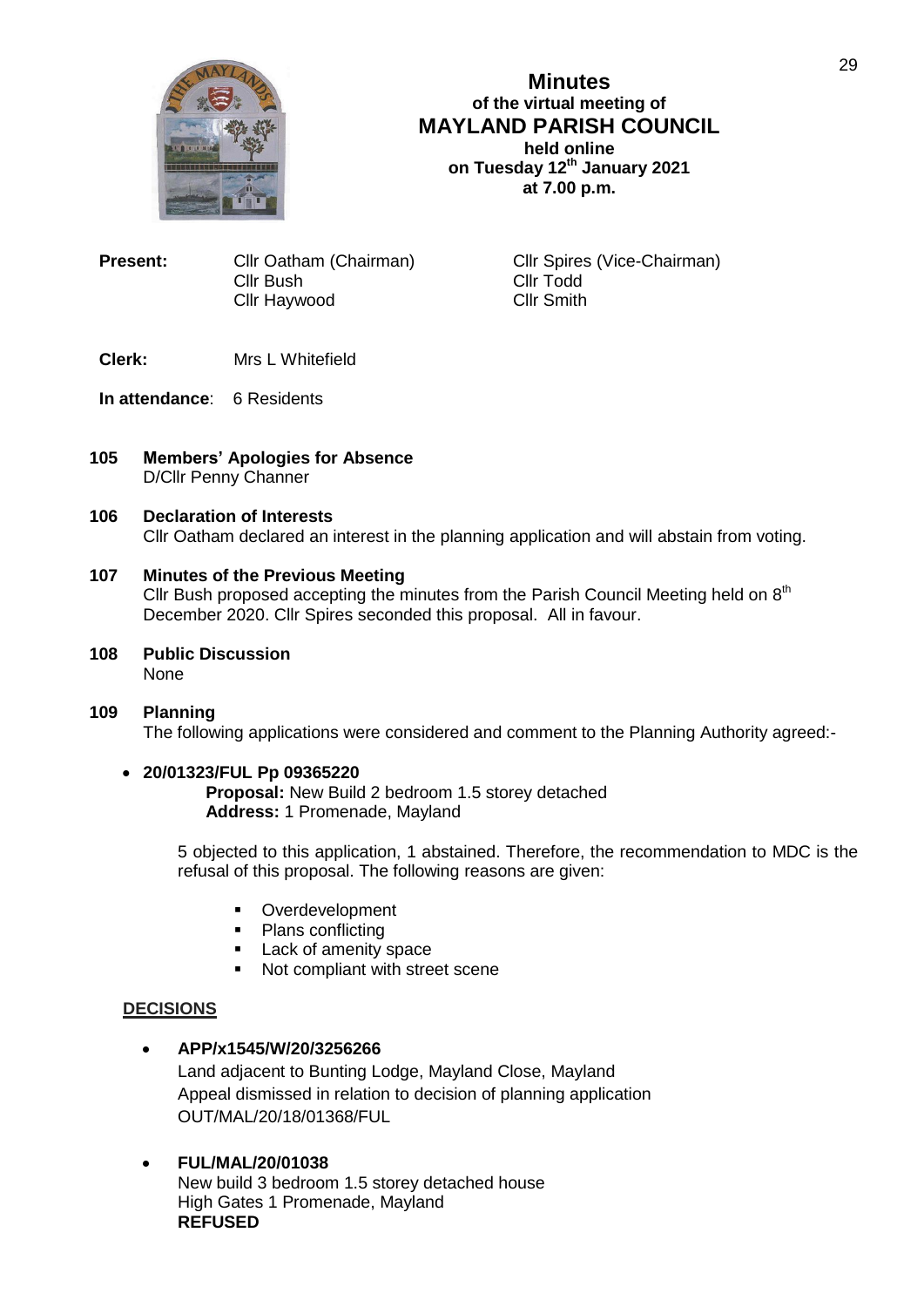# Minutes
## of the virtual meeting of
## MAYLAND PARISH COUNCIL
### held online
### on Tuesday 12th January 2021
### at 7.00 p.m.

**Present:** Cllr Oatham (Chairman), Cllr Spires (Vice-Chairman), Cllr Bush, Cllr Todd, Cllr Haywood, Cllr Smith

**Clerk:** Mrs L Whitefield

**In attendance**: 6 Residents

**105 Members' Apologies for Absence**
D/Cllr Penny Channer

**106 Declaration of Interests**
Cllr Oatham declared an interest in the planning application and will abstain from voting.

**107 Minutes of the Previous Meeting**
Cllr Bush proposed accepting the minutes from the Parish Council Meeting held on 8th December 2020. Cllr Spires seconded this proposal. All in favour.

**108 Public Discussion**
None

**109 Planning**
The following applications were considered and comment to the Planning Authority agreed:-

- **20/01323/FUL Pp 09365220**
  **Proposal:** New Build 2 bedroom 1.5 storey detached
  **Address:** 1 Promenade, Mayland

  5 objected to this application, 1 abstained. Therefore, the recommendation to MDC is the refusal of this proposal. The following reasons are given:

  - Overdevelopment
  - Plans conflicting
  - Lack of amenity space
  - Not compliant with street scene

**DECISIONS**

- **APP/x1545/W/20/3256266**
  Land adjacent to Bunting Lodge, Mayland Close, Mayland
  Appeal dismissed in relation to decision of planning application
  OUT/MAL/20/18/01368/FUL

- **FUL/MAL/20/01038**
  New build 3 bedroom 1.5 storey detached house
  High Gates 1 Promenade, Mayland
  **REFUSED**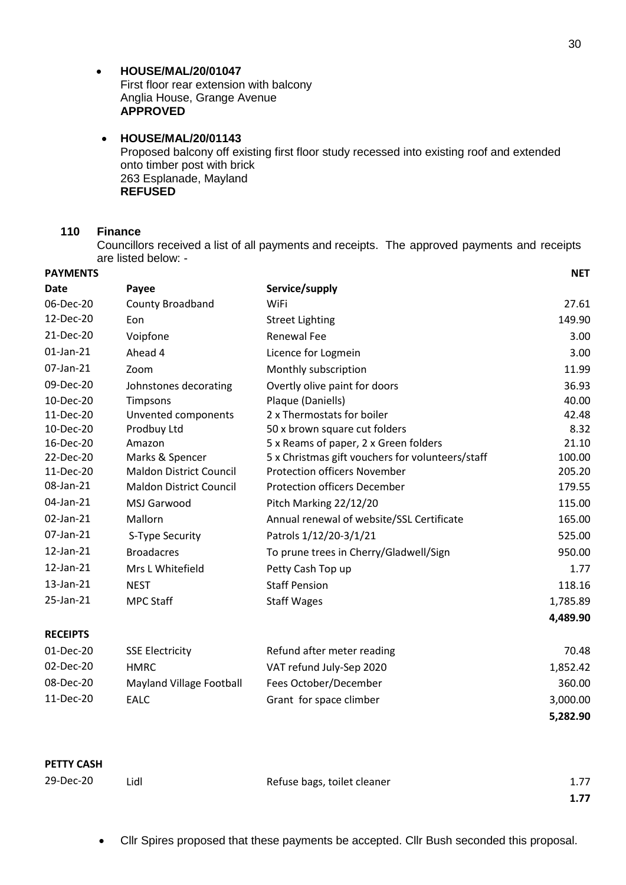- **HOUSE/MAL/20/01047**
  First floor rear extension with balcony
  Anglia House, Grange Avenue
  **APPROVED**

- **HOUSE/MAL/20/01143**
  Proposed balcony off existing first floor study recessed into existing roof and extended onto timber post with brick
  263 Esplanade, Mayland
  **REFUSED**

## 110 Finance

Councillors received a list of all payments and receipts. The approved payments and receipts are listed below: -

**PAYMENTS**

| Date | Payee | Service/supply | NET |
|---|---|---|---|
| 06-Dec-20 | County Broadband | WiFi | 27.61 |
| 12-Dec-20 | Eon | Street Lighting | 149.90 |
| 21-Dec-20 | Voipfone | Renewal Fee | 3.00 |
| 01-Jan-21 | Ahead 4 | Licence for Logmein | 3.00 |
| 07-Jan-21 | Zoom | Monthly subscription | 11.99 |
| 09-Dec-20 | Johnstones decorating | Overtly olive paint for doors | 36.93 |
| 10-Dec-20 | Timpsons | Plaque (Daniells) | 40.00 |
| 11-Dec-20 | Unvented components | 2 x Thermostats for boiler | 42.48 |
| 10-Dec-20 | Prodbuy Ltd | 50 x brown square cut folders | 8.32 |
| 16-Dec-20 | Amazon | 5 x Reams of paper, 2 x Green folders | 21.10 |
| 22-Dec-20 | Marks & Spencer | 5 x Christmas gift vouchers for volunteers/staff | 100.00 |
| 11-Dec-20 | Maldon District Council | Protection officers November | 205.20 |
| 08-Jan-21 | Maldon District Council | Protection officers December | 179.55 |
| 04-Jan-21 | MSJ Garwood | Pitch Marking 22/12/20 | 115.00 |
| 02-Jan-21 | Mallorn | Annual renewal of website/SSL Certificate | 165.00 |
| 07-Jan-21 | S-Type Security | Patrols 1/12/20-3/1/21 | 525.00 |
| 12-Jan-21 | Broadacres | To prune trees in Cherry/Gladwell/Sign | 950.00 |
| 12-Jan-21 | Mrs L Whitefield | Petty Cash Top up | 1.77 |
| 13-Jan-21 | NEST | Staff Pension | 118.16 |
| 25-Jan-21 | MPC Staff | Staff Wages | 1,785.89 |
| | | | **4,489.90** |

**RECEIPTS**

| Date | Payee | Service/supply | NET |
|---|---|---|---|
| 01-Dec-20 | SSE Electricity | Refund after meter reading | 70.48 |
| 02-Dec-20 | HMRC | VAT refund July-Sep 2020 | 1,852.42 |
| 08-Dec-20 | Mayland Village Football | Fees October/December | 360.00 |
| 11-Dec-20 | EALC | Grant for space climber | 3,000.00 |
| | | | **5,282.90** |

**PETTY CASH**

| Date | Payee | Service/supply | NET |
|---|---|---|---|
| 29-Dec-20 | Lidl | Refuse bags, toilet cleaner | 1.77 |
| | | | **1.77** |

- Cllr Spires proposed that these payments be accepted. Cllr Bush seconded this proposal.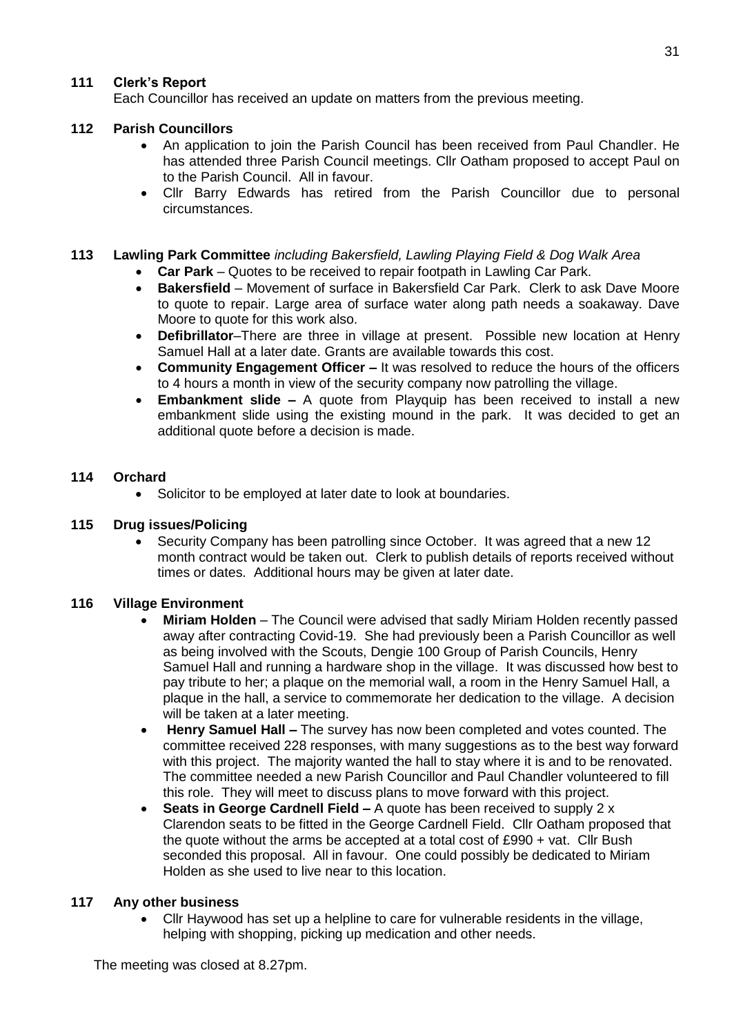## 111 Clerk's Report

Each Councillor has received an update on matters from the previous meeting.

## 112 Parish Councillors

- An application to join the Parish Council has been received from Paul Chandler. He has attended three Parish Council meetings. Cllr Oatham proposed to accept Paul on to the Parish Council. All in favour.
- Cllr Barry Edwards has retired from the Parish Councillor due to personal circumstances.

## 113 Lawling Park Committee *including Bakersfield, Lawling Playing Field & Dog Walk Area*

- **Car Park** – Quotes to be received to repair footpath in Lawling Car Park.
- **Bakersfield** – Movement of surface in Bakersfield Car Park. Clerk to ask Dave Moore to quote to repair. Large area of surface water along path needs a soakaway. Dave Moore to quote for this work also.
- **Defibrillator**–There are three in village at present. Possible new location at Henry Samuel Hall at a later date. Grants are available towards this cost.
- **Community Engagement Officer –** It was resolved to reduce the hours of the officers to 4 hours a month in view of the security company now patrolling the village.
- **Embankment slide –** A quote from Playquip has been received to install a new embankment slide using the existing mound in the park. It was decided to get an additional quote before a decision is made.

## 114 Orchard

- Solicitor to be employed at later date to look at boundaries.

## 115 Drug issues/Policing

- Security Company has been patrolling since October. It was agreed that a new 12 month contract would be taken out. Clerk to publish details of reports received without times or dates. Additional hours may be given at later date.

## 116 Village Environment

- **Miriam Holden** – The Council were advised that sadly Miriam Holden recently passed away after contracting Covid-19. She had previously been a Parish Councillor as well as being involved with the Scouts, Dengie 100 Group of Parish Councils, Henry Samuel Hall and running a hardware shop in the village. It was discussed how best to pay tribute to her; a plaque on the memorial wall, a room in the Henry Samuel Hall, a plaque in the hall, a service to commemorate her dedication to the village. A decision will be taken at a later meeting.
- **Henry Samuel Hall –** The survey has now been completed and votes counted. The committee received 228 responses, with many suggestions as to the best way forward with this project. The majority wanted the hall to stay where it is and to be renovated. The committee needed a new Parish Councillor and Paul Chandler volunteered to fill this role. They will meet to discuss plans to move forward with this project.
- **Seats in George Cardnell Field –** A quote has been received to supply 2 x Clarendon seats to be fitted in the George Cardnell Field. Cllr Oatham proposed that the quote without the arms be accepted at a total cost of £990 + vat. Cllr Bush seconded this proposal. All in favour. One could possibly be dedicated to Miriam Holden as she used to live near to this location.

## 117 Any other business

- Cllr Haywood has set up a helpline to care for vulnerable residents in the village, helping with shopping, picking up medication and other needs.

The meeting was closed at 8.27pm.